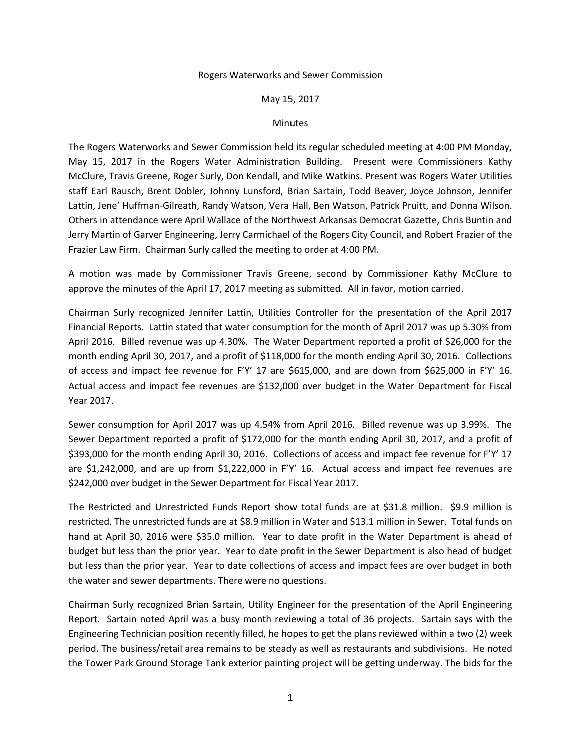Rogers Waterworks and Sewer Commission

May 15, 2017

Minutes

The Rogers Waterworks and Sewer Commission held its regular scheduled meeting at 4:00 PM Monday, May 15, 2017 in the Rogers Water Administration Building. Present were Commissioners Kathy McClure, Travis Greene, Roger Surly, Don Kendall, and Mike Watkins. Present was Rogers Water Utilities staff Earl Rausch, Brent Dobler, Johnny Lunsford, Brian Sartain, Todd Beaver, Joyce Johnson, Jennifer Lattin, Jene' Huffman-Gilreath, Randy Watson, Vera Hall, Ben Watson, Patrick Pruitt, and Donna Wilson. Others in attendance were April Wallace of the Northwest Arkansas Democrat Gazette, Chris Buntin and Jerry Martin of Garver Engineering, Jerry Carmichael of the Rogers City Council, and Robert Frazier of the Frazier Law Firm. Chairman Surly called the meeting to order at 4:00 PM.

A motion was made by Commissioner Travis Greene, second by Commissioner Kathy McClure to approve the minutes of the April 17, 2017 meeting as submitted. All in favor, motion carried.

Chairman Surly recognized Jennifer Lattin, Utilities Controller for the presentation of the April 2017 Financial Reports. Lattin stated that water consumption for the month of April 2017 was up 5.30% from April 2016. Billed revenue was up 4.30%. The Water Department reported a profit of $26,000 for the month ending April 30, 2017, and a profit of $118,000 for the month ending April 30, 2016. Collections of access and impact fee revenue for F'Y' 17 are $615,000, and are down from $625,000 in F'Y' 16. Actual access and impact fee revenues are $132,000 over budget in the Water Department for Fiscal Year 2017.

Sewer consumption for April 2017 was up 4.54% from April 2016. Billed revenue was up 3.99%. The Sewer Department reported a profit of $172,000 for the month ending April 30, 2017, and a profit of $393,000 for the month ending April 30, 2016. Collections of access and impact fee revenue for F'Y' 17 are $1,242,000, and are up from $1,222,000 in F'Y' 16. Actual access and impact fee revenues are $242,000 over budget in the Sewer Department for Fiscal Year 2017.

The Restricted and Unrestricted Funds Report show total funds are at $31.8 million. $9.9 million is restricted. The unrestricted funds are at $8.9 million in Water and $13.1 million in Sewer. Total funds on hand at April 30, 2016 were $35.0 million. Year to date profit in the Water Department is ahead of budget but less than the prior year. Year to date profit in the Sewer Department is also head of budget but less than the prior year. Year to date collections of access and impact fees are over budget in both the water and sewer departments. There were no questions.

Chairman Surly recognized Brian Sartain, Utility Engineer for the presentation of the April Engineering Report. Sartain noted April was a busy month reviewing a total of 36 projects. Sartain says with the Engineering Technician position recently filled, he hopes to get the plans reviewed within a two (2) week period. The business/retail area remains to be steady as well as restaurants and subdivisions. He noted the Tower Park Ground Storage Tank exterior painting project will be getting underway. The bids for the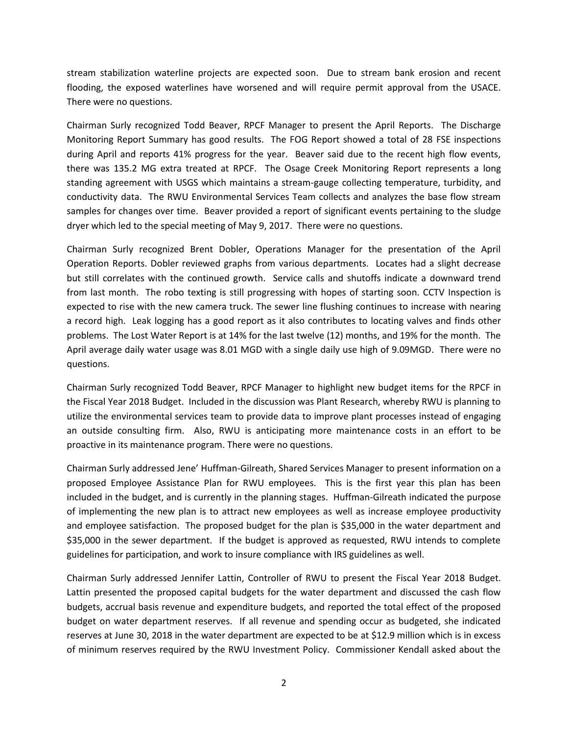stream stabilization waterline projects are expected soon. Due to stream bank erosion and recent flooding, the exposed waterlines have worsened and will require permit approval from the USACE. There were no questions.

Chairman Surly recognized Todd Beaver, RPCF Manager to present the April Reports. The Discharge Monitoring Report Summary has good results. The FOG Report showed a total of 28 FSE inspections during April and reports 41% progress for the year. Beaver said due to the recent high flow events, there was 135.2 MG extra treated at RPCF. The Osage Creek Monitoring Report represents a long standing agreement with USGS which maintains a stream-gauge collecting temperature, turbidity, and conductivity data. The RWU Environmental Services Team collects and analyzes the base flow stream samples for changes over time. Beaver provided a report of significant events pertaining to the sludge dryer which led to the special meeting of May 9, 2017. There were no questions.

Chairman Surly recognized Brent Dobler, Operations Manager for the presentation of the April Operation Reports. Dobler reviewed graphs from various departments. Locates had a slight decrease but still correlates with the continued growth. Service calls and shutoffs indicate a downward trend from last month. The robo texting is still progressing with hopes of starting soon. CCTV Inspection is expected to rise with the new camera truck. The sewer line flushing continues to increase with nearing a record high. Leak logging has a good report as it also contributes to locating valves and finds other problems. The Lost Water Report is at 14% for the last twelve (12) months, and 19% for the month. The April average daily water usage was 8.01 MGD with a single daily use high of 9.09MGD. There were no questions.

Chairman Surly recognized Todd Beaver, RPCF Manager to highlight new budget items for the RPCF in the Fiscal Year 2018 Budget. Included in the discussion was Plant Research, whereby RWU is planning to utilize the environmental services team to provide data to improve plant processes instead of engaging an outside consulting firm. Also, RWU is anticipating more maintenance costs in an effort to be proactive in its maintenance program. There were no questions.

Chairman Surly addressed Jene' Huffman-Gilreath, Shared Services Manager to present information on a proposed Employee Assistance Plan for RWU employees. This is the first year this plan has been included in the budget, and is currently in the planning stages. Huffman-Gilreath indicated the purpose of implementing the new plan is to attract new employees as well as increase employee productivity and employee satisfaction. The proposed budget for the plan is $35,000 in the water department and $35,000 in the sewer department. If the budget is approved as requested, RWU intends to complete guidelines for participation, and work to insure compliance with IRS guidelines as well.

Chairman Surly addressed Jennifer Lattin, Controller of RWU to present the Fiscal Year 2018 Budget. Lattin presented the proposed capital budgets for the water department and discussed the cash flow budgets, accrual basis revenue and expenditure budgets, and reported the total effect of the proposed budget on water department reserves. If all revenue and spending occur as budgeted, she indicated reserves at June 30, 2018 in the water department are expected to be at $12.9 million which is in excess of minimum reserves required by the RWU Investment Policy. Commissioner Kendall asked about the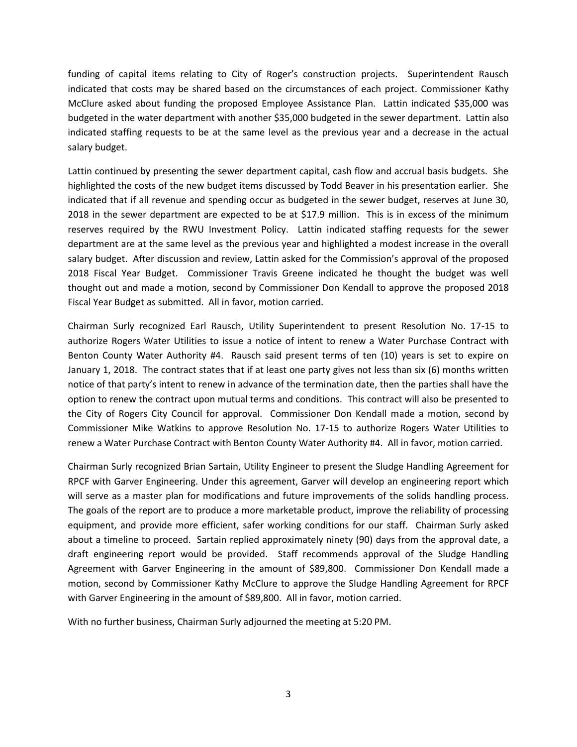funding of capital items relating to City of Roger's construction projects. Superintendent Rausch indicated that costs may be shared based on the circumstances of each project. Commissioner Kathy McClure asked about funding the proposed Employee Assistance Plan. Lattin indicated $35,000 was budgeted in the water department with another $35,000 budgeted in the sewer department. Lattin also indicated staffing requests to be at the same level as the previous year and a decrease in the actual salary budget.

Lattin continued by presenting the sewer department capital, cash flow and accrual basis budgets. She highlighted the costs of the new budget items discussed by Todd Beaver in his presentation earlier. She indicated that if all revenue and spending occur as budgeted in the sewer budget, reserves at June 30, 2018 in the sewer department are expected to be at $17.9 million. This is in excess of the minimum reserves required by the RWU Investment Policy. Lattin indicated staffing requests for the sewer department are at the same level as the previous year and highlighted a modest increase in the overall salary budget. After discussion and review, Lattin asked for the Commission's approval of the proposed 2018 Fiscal Year Budget. Commissioner Travis Greene indicated he thought the budget was well thought out and made a motion, second by Commissioner Don Kendall to approve the proposed 2018 Fiscal Year Budget as submitted. All in favor, motion carried.

Chairman Surly recognized Earl Rausch, Utility Superintendent to present Resolution No. 17-15 to authorize Rogers Water Utilities to issue a notice of intent to renew a Water Purchase Contract with Benton County Water Authority #4. Rausch said present terms of ten (10) years is set to expire on January 1, 2018. The contract states that if at least one party gives not less than six (6) months written notice of that party's intent to renew in advance of the termination date, then the parties shall have the option to renew the contract upon mutual terms and conditions. This contract will also be presented to the City of Rogers City Council for approval. Commissioner Don Kendall made a motion, second by Commissioner Mike Watkins to approve Resolution No. 17-15 to authorize Rogers Water Utilities to renew a Water Purchase Contract with Benton County Water Authority #4. All in favor, motion carried.

Chairman Surly recognized Brian Sartain, Utility Engineer to present the Sludge Handling Agreement for RPCF with Garver Engineering. Under this agreement, Garver will develop an engineering report which will serve as a master plan for modifications and future improvements of the solids handling process. The goals of the report are to produce a more marketable product, improve the reliability of processing equipment, and provide more efficient, safer working conditions for our staff. Chairman Surly asked about a timeline to proceed. Sartain replied approximately ninety (90) days from the approval date, a draft engineering report would be provided. Staff recommends approval of the Sludge Handling Agreement with Garver Engineering in the amount of $89,800. Commissioner Don Kendall made a motion, second by Commissioner Kathy McClure to approve the Sludge Handling Agreement for RPCF with Garver Engineering in the amount of $89,800. All in favor, motion carried.

With no further business, Chairman Surly adjourned the meeting at 5:20 PM.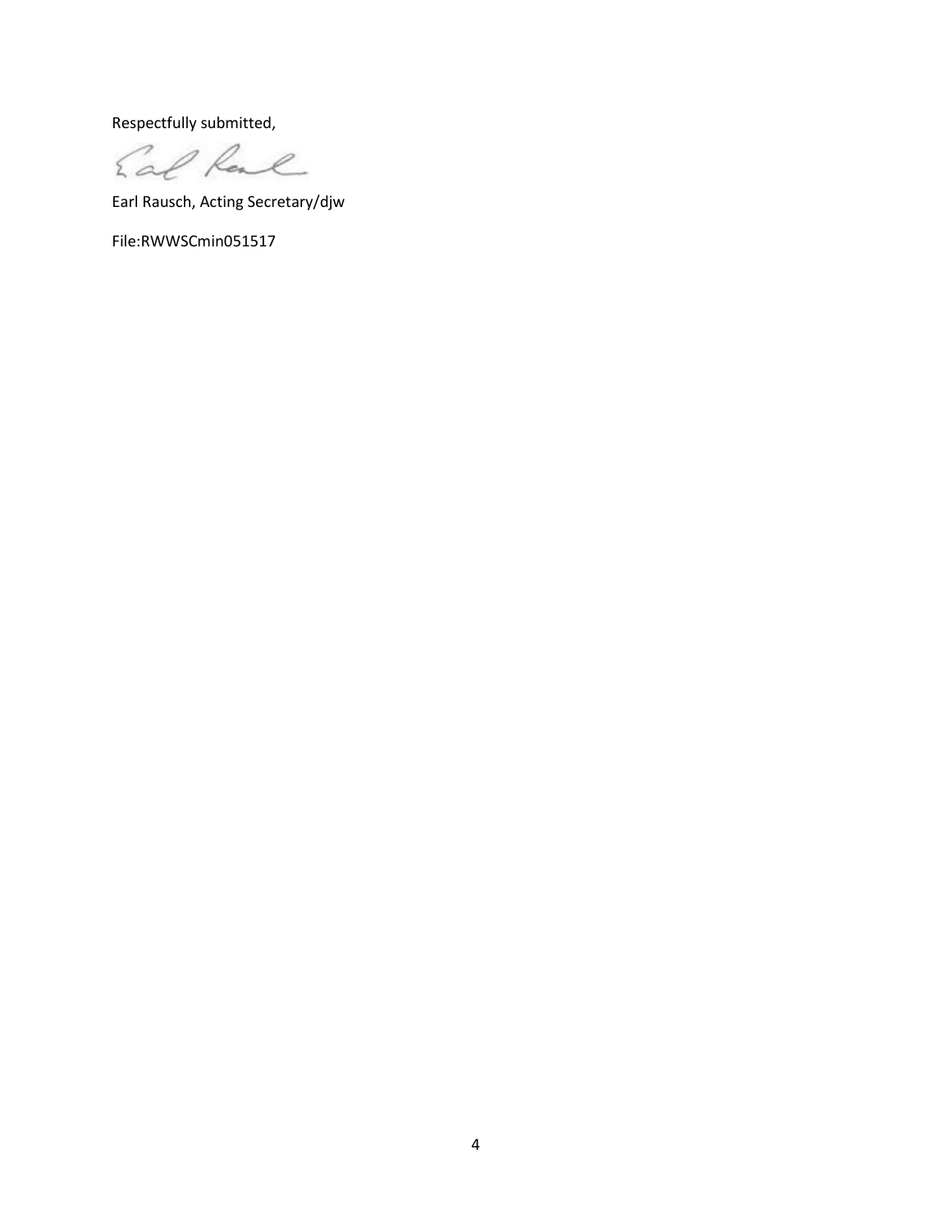Respectfully submitted,

Earl Rausch, Acting Secretary/djw

File:RWWSCmin051517